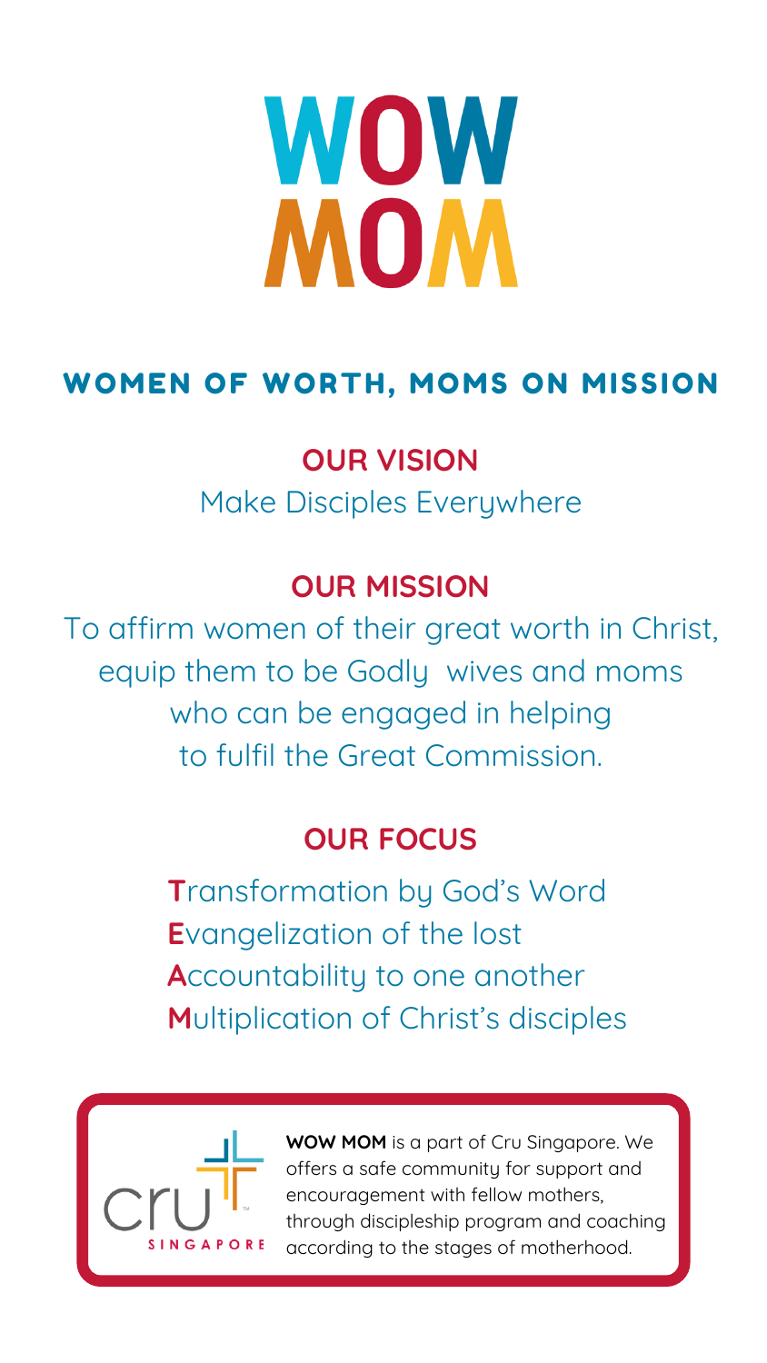# WOW MOM

## WOMEN OF WORTH, MOMS ON MISSION

### OUR VISION

Make Disciples Everywhere

### OUR MISSION

To affirm women of their great worth in Christ, equip them to be Godly wives and moms who can be engaged in helping to fulfil the Great Commission.

### OUR FOCUS

**T**ransformation by God's Word
**E**vangelization of the lost
**A**ccountability to one another
**M**ultiplication of Christ's disciples

cru SINGAPORE

**WOW MOM** is a part of Cru Singapore. We offers a safe community for support and encouragement with fellow mothers, through discipleship program and coaching according to the stages of motherhood.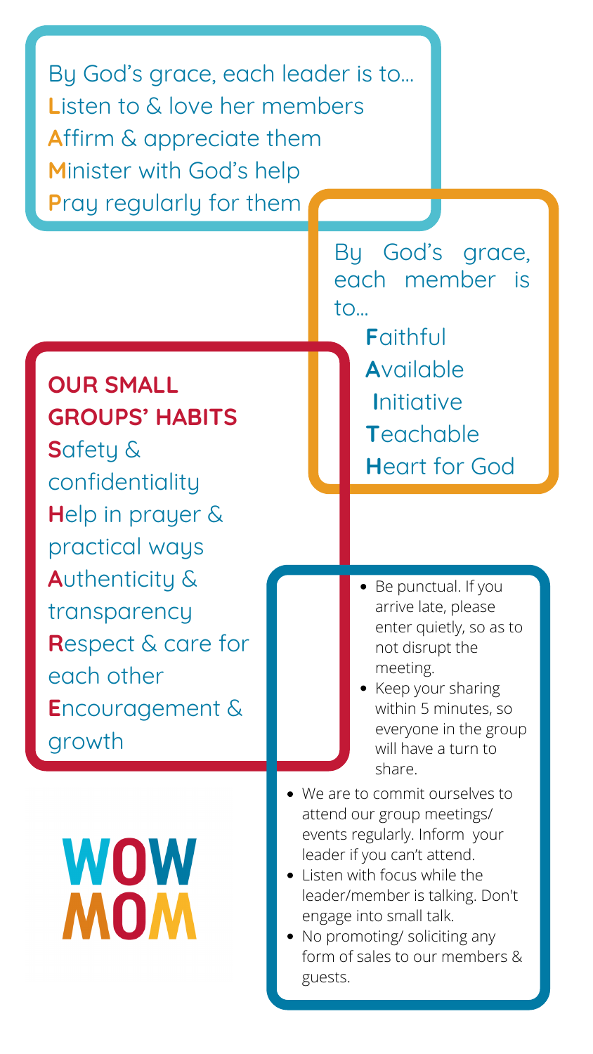By God's grace, each leader is to...
**L**isten to & love her members
**A**ffirm & appreciate them
**M**inister with God's help
**P**ray regularly for them

By God's grace, each member is to...
**F**aithful
**A**vailable
**I**nitiative
**T**eachable
**H**eart for God

## OUR SMALL GROUPS' HABITS

**S**afety & confidentiality
**H**elp in prayer & practical ways
**A**uthenticity & transparency
**R**espect & care for each other
**E**ncouragement & growth

- Be punctual. If you arrive late, please enter quietly, so as to not disrupt the meeting.
- Keep your sharing within 5 minutes, so everyone in the group will have a turn to share.
- We are to commit ourselves to attend our group meetings/ events regularly. Inform your leader if you can't attend.
- Listen with focus while the leader/member is talking. Don't engage into small talk.
- No promoting/ soliciting any form of sales to our members & guests.

WOW MOM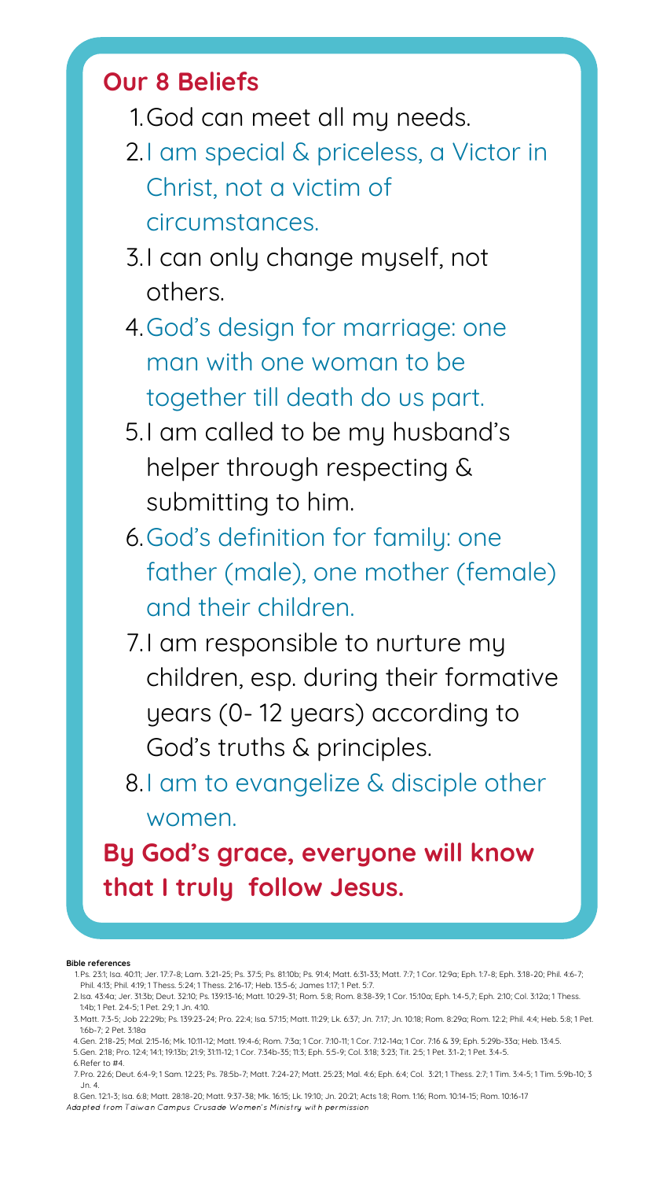## Our 8 Beliefs

1. God can meet all my needs.
2. I am special & priceless, a Victor in Christ, not a victim of circumstances.
3. I can only change myself, not others.
4. God's design for marriage: one man with one woman to be together till death do us part.
5. I am called to be my husband's helper through respecting & submitting to him.
6. God's definition for family: one father (male), one mother (female) and their children.
7. I am responsible to nurture my children, esp. during their formative years (0- 12 years) according to God's truths & principles.
8. I am to evangelize & disciple other women.

**By God's grace, everyone will know that I truly follow Jesus.**

**Bible references**

1. Ps. 23:1; Isa. 40:11; Jer. 17:7-8; Lam. 3:21-25; Ps. 37:5; Ps. 81:10b; Ps. 91:4; Matt. 6:31-33; Matt. 7:7; 1 Cor. 12:9a; Eph. 1:7-8; Eph. 3:18-20; Phil. 4:6-7; Phil. 4:13; Phil. 4:19; 1 Thess. 5:24; 1 Thess. 2:16-17; Heb. 13:5-6; James 1:17; 1 Pet. 5:7.
2. Isa. 43:4a; Jer. 31:3b; Deut. 32:10; Ps. 139:13-16; Matt. 10:29-31; Rom. 5:8; Rom. 8:38-39; 1 Cor. 15:10a; Eph. 1:4-5,7; Eph. 2:10; Col. 3:12a; 1 Thess. 1:4b; 1 Pet. 2:4-5; 1 Pet. 2:9; 1 Jn. 4:10.
3. Matt. 7:3-5; Job 22:29b; Ps. 139:23-24; Pro. 22:4; Isa. 57:15; Matt. 11:29; Lk. 6:37; Jn. 7:17; Jn. 10:18; Rom. 8:29a; Rom. 12:2; Phil. 4:4; Heb. 5:8; 1 Pet. 1:6b-7; 2 Pet. 3:18a
4. Gen. 2:18-25; Mal. 2:15-16; Mk. 10:11-12; Matt. 19:4-6; Rom. 7:3a; 1 Cor. 7:10-11; 1 Cor. 7:12-14a; 1 Cor. 7:16 & 39; Eph. 5:29b-33a; Heb. 13:4.5.
5. Gen. 2:18; Pro. 12:4; 14:1; 19:13b; 21:9; 31:11-12; 1 Cor. 7:34b-35; 11:3; Eph. 5:5-9; Col. 3:18; 3:23; Tit. 2:5; 1 Pet. 3:1-2; 1 Pet. 3:4-5.
6. Refer to #4.
7. Pro. 22:6; Deut. 6:4-9; 1 Sam. 12:23; Ps. 78:5b-7; Matt. 7:24-27; Matt. 25:23; Mal. 4:6; Eph. 6:4; Col. 3:21; 1 Thess. 2:7; 1 Tim. 3:4-5; 1 Tim. 5:9b-10; 3 Jn. 4.
8. Gen. 12:1-3; Isa. 6:8; Matt. 28:18-20; Matt. 9:37-38; Mk. 16:15; Lk. 19:10; Jn. 20:21; Acts 1:8; Rom. 1:16; Rom. 10:14-15; Rom. 10:16-17

*Adapted from Taiwan Campus Crusade Women's Ministry with permission*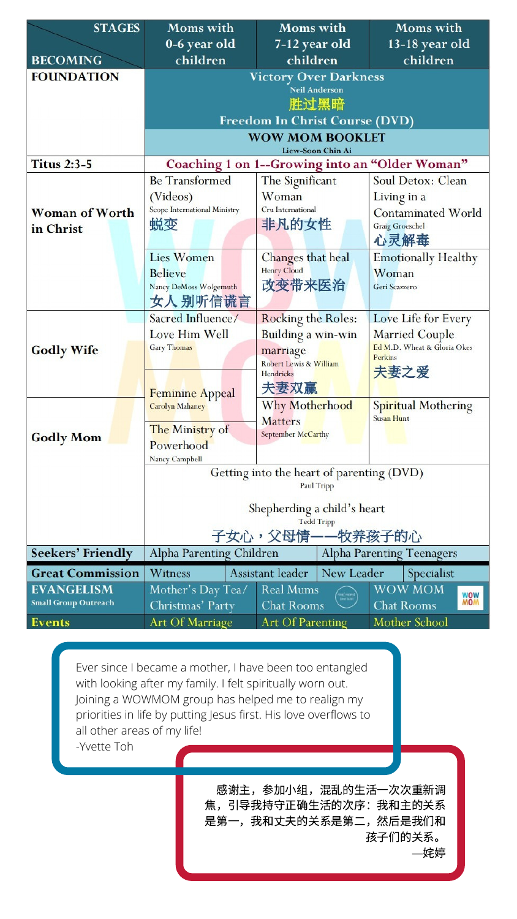| STAGES / BECOMING | Moms with 0-6 year old children | Moms with 7-12 year old children | Moms with 13-18 year old children |
|---|---|---|---|
| FOUNDATION | Victory Over Darkness<br>Neil Anderson<br>胜过黑暗<br>Freedom In Christ Course (DVD) | | |
| | WOW MOM BOOKLET<br>Liew-Soon Chin Ai | | |
| Titus 2:3-5 | Coaching 1 on 1--Growing into an "Older Woman" | | |
| Woman of Worth in Christ | Be Transformed (Videos)<br>Scope International Ministry<br>蜕变 | The Significant Woman<br>Cru International<br>非凡的女性 | Soul Detox: Clean Living in a Contaminated World<br>Graig Groeschel<br>心灵解毒 |
| | Lies Women Believe<br>Nancy DeMoss Wolgemuth<br>女人别听信谎言 | Changes that heal<br>Henry Cloud<br>改变带来医治 | Emotionally Healthy Woman<br>Geri Scazzero |
| Godly Wife | Sacred Influence/ Love Him Well<br>Gary Thomas | Rocking the Roles: Building a win-win marriage<br>Robert Lewis & William Hendricks<br>夫妻双赢 | Love Life for Every Married Couple<br>Ed M.D. Wheat & Gloria Okes Perkins<br>夫妻之爱 |
| Godly Mom | Feminine Appeal<br>Carolyn Mahaney<br><br>The Ministry of Powerhood<br>Nancy Campbell | Why Motherhood Matters<br>September McCarthy | Spiritual Mothering<br>Susan Hunt |
| | Getting into the heart of parenting (DVD)<br>Paul Tripp<br><br>Shepherding a child's heart<br>Tedd Tripp<br><br>子女心，父母情——牧养孩子的心 | | |
| Seekers' Friendly | Alpha Parenting Children | | Alpha Parenting Teenagers |
| Great Commission | Witness / Assistant leader | New Leader | Specialist |
| EVANGELISM<br>Small Group Outreach | Mother's Day Tea/ Christmas' Party | Real Mums Chat Rooms | WOW MOM Chat Rooms |
| Events | Art Of Marriage | Art Of Parenting | Mother School |

Ever since I became a mother, I have been too entangled with looking after my family. I felt spiritually worn out. Joining a WOWMOM group has helped me to realign my priorities in life by putting Jesus first. His love overflows to all other areas of my life!

-Yvette Toh

感谢主，参加小组，混乱的生活一次次重新调焦，引导我持守正确生活的次序：我和主的关系是第一，我和丈夫的关系是第二，然后是我们和孩子们的关系。

—姹婷